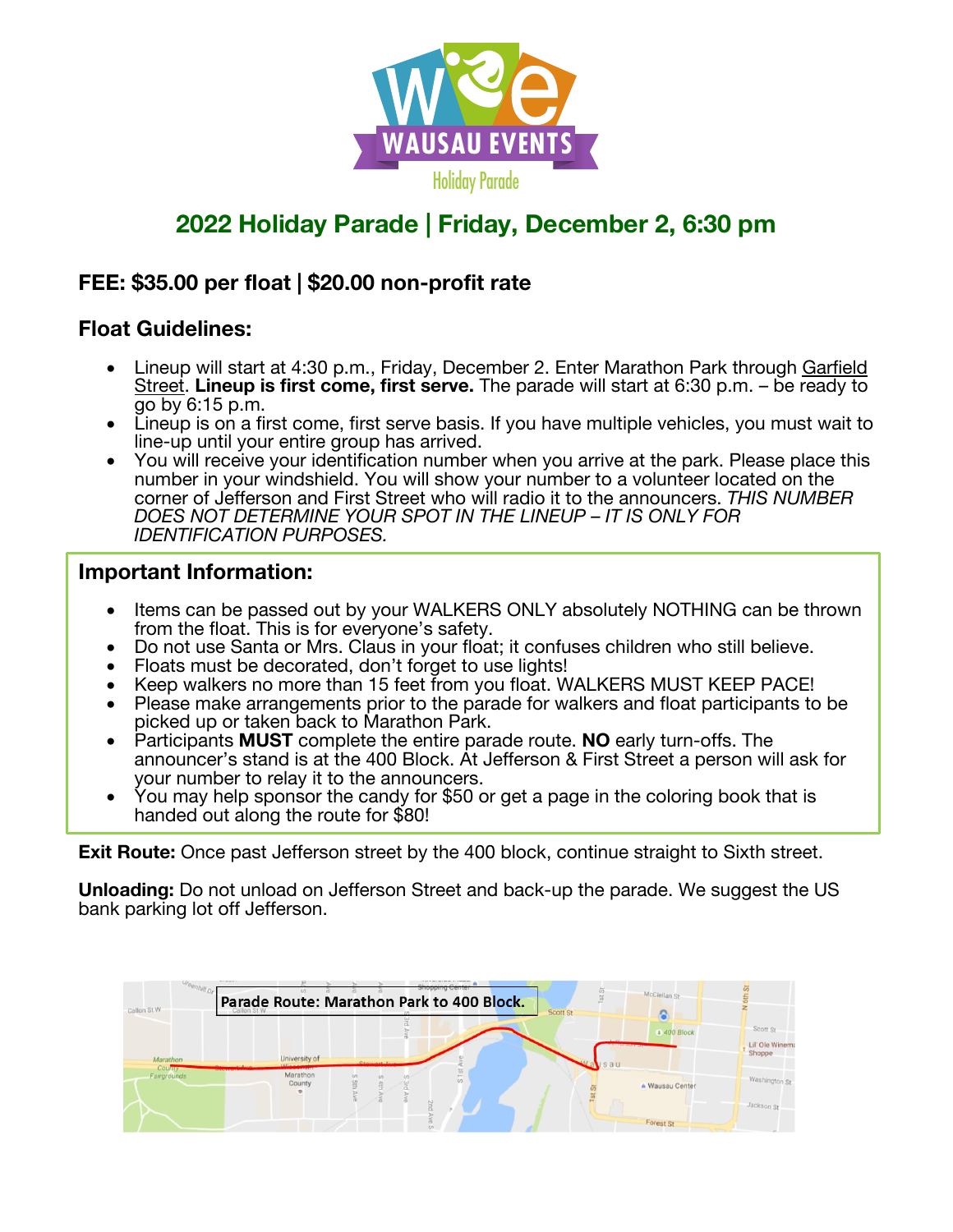WAUSAU EVENTS

Holiday Parade

## 2022 Holiday Parade | Friday, December 2, 6:30 pm

### FEE: $35.00 per float | $20.00 non-profit rate

### Float Guidelines:

- Lineup will start at 4:30 p.m., Friday, December 2. Enter Marathon Park through Garfield Street. **Lineup is first come, first serve.** The parade will start at 6:30 p.m. – be ready to go by 6:15 p.m.
- Lineup is on a first come, first serve basis. If you have multiple vehicles, you must wait to line-up until your entire group has arrived.
- You will receive your identification number when you arrive at the park. Please place this number in your windshield. You will show your number to a volunteer located on the corner of Jefferson and First Street who will radio it to the announcers. *THIS NUMBER DOES NOT DETERMINE YOUR SPOT IN THE LINEUP – IT IS ONLY FOR IDENTIFICATION PURPOSES.*

### Important Information:

- Items can be passed out by your WALKERS ONLY absolutely NOTHING can be thrown from the float. This is for everyone's safety.
- Do not use Santa or Mrs. Claus in your float; it confuses children who still believe.
- Floats must be decorated, don't forget to use lights!
- Keep walkers no more than 15 feet from you float. WALKERS MUST KEEP PACE!
- Please make arrangements prior to the parade for walkers and float participants to be picked up or taken back to Marathon Park.
- Participants **MUST** complete the entire parade route. **NO** early turn-offs. The announcer's stand is at the 400 Block. At Jefferson & First Street a person will ask for your number to relay it to the announcers.
- You may help sponsor the candy for $50 or get a page in the coloring book that is handed out along the route for $80!

**Exit Route:** Once past Jefferson street by the 400 block, continue straight to Sixth street.

**Unloading:** Do not unload on Jefferson Street and back-up the parade. We suggest the US bank parking lot off Jefferson.

Parade Route: Marathon Park to 400 Block.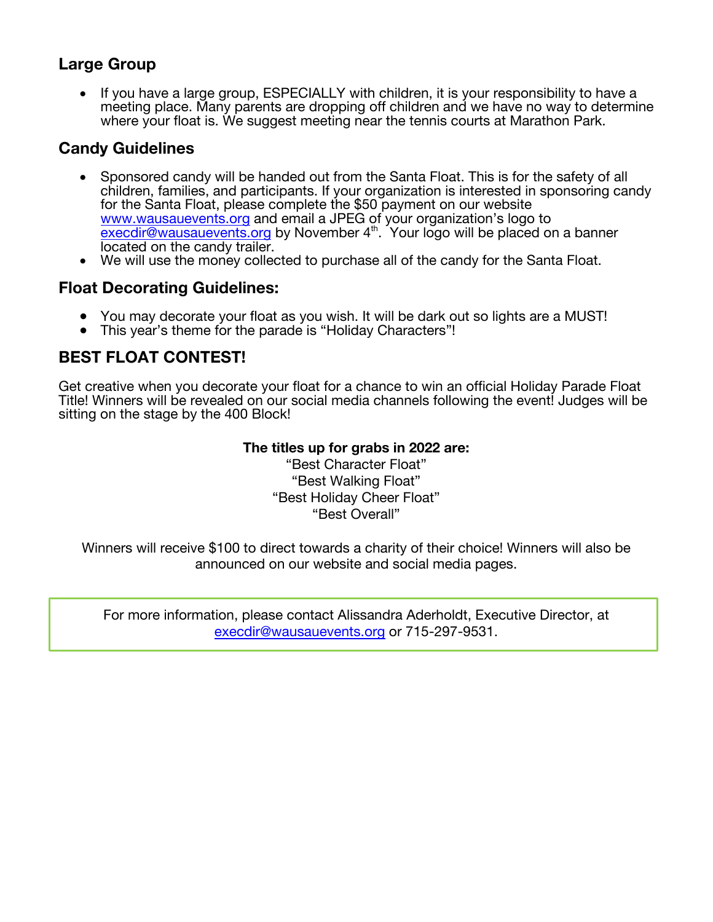## Large Group

- If you have a large group, ESPECIALLY with children, it is your responsibility to have a meeting place. Many parents are dropping off children and we have no way to determine where your float is. We suggest meeting near the tennis courts at Marathon Park.

## Candy Guidelines

- Sponsored candy will be handed out from the Santa Float. This is for the safety of all children, families, and participants. If your organization is interested in sponsoring candy for the Santa Float, please complete the $50 payment on our website www.wausauevents.org and email a JPEG of your organization's logo to execdir@wausauevents.org by November 4th. Your logo will be placed on a banner located on the candy trailer.
- We will use the money collected to purchase all of the candy for the Santa Float.

## Float Decorating Guidelines:

- You may decorate your float as you wish. It will be dark out so lights are a MUST!
- This year's theme for the parade is "Holiday Characters"!

## BEST FLOAT CONTEST!

Get creative when you decorate your float for a chance to win an official Holiday Parade Float Title! Winners will be revealed on our social media channels following the event! Judges will be sitting on the stage by the 400 Block!

**The titles up for grabs in 2022 are:**
"Best Character Float"
"Best Walking Float"
"Best Holiday Cheer Float"
"Best Overall"

Winners will receive $100 to direct towards a charity of their choice! Winners will also be announced on our website and social media pages.

For more information, please contact Alissandra Aderholdt, Executive Director, at execdir@wausauevents.org or 715-297-9531.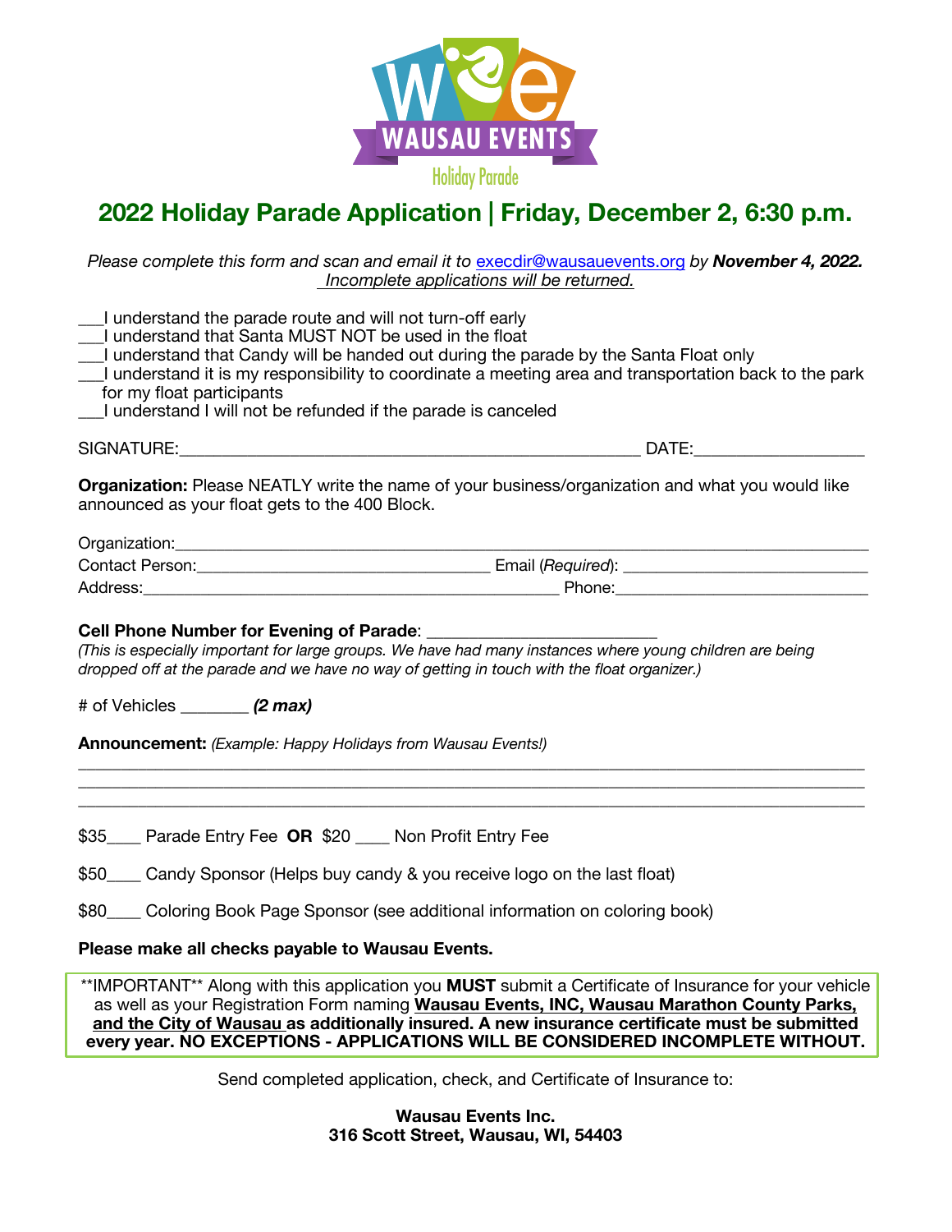WAUSAU EVENTS

Holiday Parade

# 2022 Holiday Parade Application | Friday, December 2, 6:30 p.m.

*Please complete this form and scan and email it to execdir@wausauevents.org by **November 4, 2022.***
*Incomplete applications will be returned.*

___I understand the parade route and will not turn-off early
___I understand that Santa MUST NOT be used in the float
___I understand that Candy will be handed out during the parade by the Santa Float only
___I understand it is my responsibility to coordinate a meeting area and transportation back to the park for my float participants
___I understand I will not be refunded if the parade is canceled

SIGNATURE:_____________________________________________________ DATE:__________________

**Organization:** Please NEATLY write the name of your business/organization and what you would like announced as your float gets to the 400 Block.

Organization:_______________________________________________________________________________
Contact Person:_________________________________ Email (*Required*): ___________________________
Address:______________________________________________ Phone:___________________________

**Cell Phone Number for Evening of Parade**: _________________________
*(This is especially important for large groups. We have had many instances where young children are being dropped off at the parade and we have no way of getting in touch with the float organizer.)*

\# of Vehicles ________ ***(2 max)***

**Announcement:** *(Example: Happy Holidays from Wausau Events!)*
___________________________________________________________________________________________
___________________________________________________________________________________________
___________________________________________________________________________________________

$35____ Parade Entry Fee **OR** $20 ____ Non Profit Entry Fee

$50____ Candy Sponsor (Helps buy candy & you receive logo on the last float)

$80____ Coloring Book Page Sponsor (see additional information on coloring book)

**Please make all checks payable to Wausau Events.**

\*\*IMPORTANT\*\* Along with this application you **MUST** submit a Certificate of Insurance for your vehicle as well as your Registration Form naming **Wausau Events, INC, Wausau Marathon County Parks, and the City of Wausau as additionally insured. A new insurance certificate must be submitted every year. NO EXCEPTIONS - APPLICATIONS WILL BE CONSIDERED INCOMPLETE WITHOUT.**

Send completed application, check, and Certificate of Insurance to:

**Wausau Events Inc.**
**316 Scott Street, Wausau, WI, 54403**